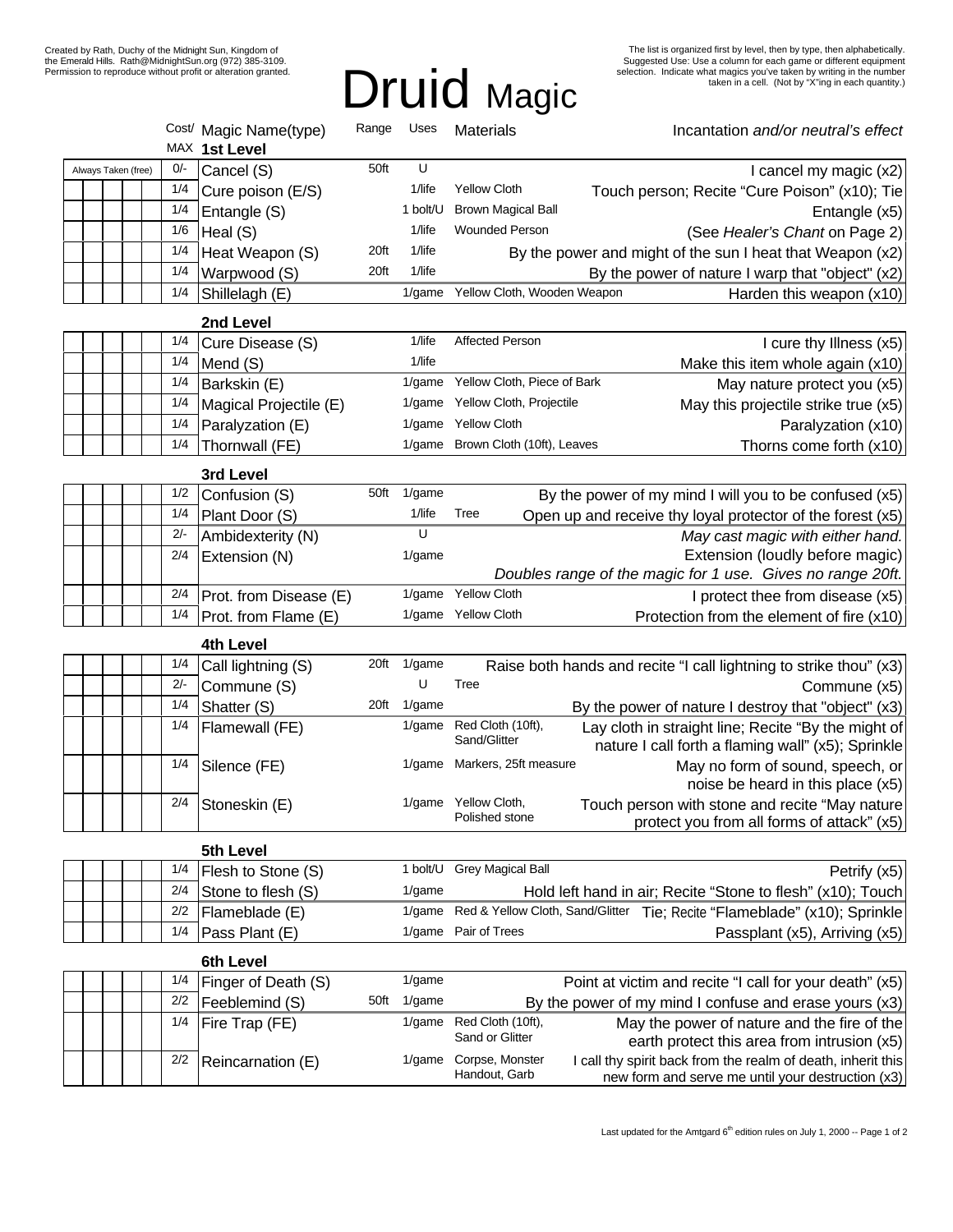Created by Rath, Duchy of the Midnight Sun, Kingdom of the Emerald Hills. Rath@MidnightSun.org (972) 385-3109. Permission to reproduce without profit or alteration granted.

# Druid Magic

The list is organized first by level, then by type, then alphabetically. Suggested Use: Use a column for each game or different equipment selection. Indicate what magics you've taken by writing in the number taken in a cell. (Not by "X"ing in each quantity.)

| | Cost/MAX | Magic Name(type) | Range | Uses | Materials | Incantation *and/or neutral's effect* |
|---|---|---|---|---|---|---|
| | | **1st Level** | | | | |
| Always Taken (free) | 0/- | Cancel (S) | 50ft | U | | I cancel my magic (x2) |
| | 1/4 | Cure poison (E/S) | | 1/life | Yellow Cloth | Touch person; Recite "Cure Poison" (x10); Tie |
| | 1/4 | Entangle (S) | | 1 bolt/U | Brown Magical Ball | Entangle (x5) |
| | 1/6 | Heal (S) | | 1/life | Wounded Person | (See *Healer's Chant* on Page 2) |
| | 1/4 | Heat Weapon (S) | 20ft | 1/life | | By the power and might of the sun I heat that Weapon (x2) |
| | 1/4 | Warpwood (S) | 20ft | 1/life | | By the power of nature I warp that "object" (x2) |
| | 1/4 | Shillelagh (E) | | 1/game | Yellow Cloth, Wooden Weapon | Harden this weapon (x10) |
| | | **2nd Level** | | | | |
| | 1/4 | Cure Disease (S) | | 1/life | Affected Person | I cure thy Illness (x5) |
| | 1/4 | Mend (S) | | 1/life | | Make this item whole again (x10) |
| | 1/4 | Barkskin (E) | | 1/game | Yellow Cloth, Piece of Bark | May nature protect you (x5) |
| | 1/4 | Magical Projectile (E) | | 1/game | Yellow Cloth, Projectile | May this projectile strike true (x5) |
| | 1/4 | Paralyzation (E) | | 1/game | Yellow Cloth | Paralyzation (x10) |
| | 1/4 | Thornwall (FE) | | 1/game | Brown Cloth (10ft), Leaves | Thorns come forth (x10) |
| | | **3rd Level** | | | | |
| | 1/2 | Confusion (S) | 50ft | 1/game | | By the power of my mind I will you to be confused (x5) |
| | 1/4 | Plant Door (S) | | 1/life | Tree | Open up and receive thy loyal protector of the forest (x5) |
| | 2/- | Ambidexterity (N) | | U | | *May cast magic with either hand.* |
| | 2/4 | Extension (N) | | 1/game | | Extension (loudly before magic) *Doubles range of the magic for 1 use. Gives no range 20ft.* |
| | 2/4 | Prot. from Disease (E) | | 1/game | Yellow Cloth | I protect thee from disease (x5) |
| | 1/4 | Prot. from Flame (E) | | 1/game | Yellow Cloth | Protection from the element of fire (x10) |
| | | **4th Level** | | | | |
| | 1/4 | Call lightning (S) | 20ft | 1/game | | Raise both hands and recite "I call lightning to strike thou" (x3) |
| | 2/- | Commune (S) | | U | Tree | Commune (x5) |
| | 1/4 | Shatter (S) | 20ft | 1/game | | By the power of nature I destroy that "object" (x3) |
| | 1/4 | Flamewall (FE) | | 1/game | Red Cloth (10ft), Sand/Glitter | Lay cloth in straight line; Recite "By the might of nature I call forth a flaming wall" (x5); Sprinkle |
| | 1/4 | Silence (FE) | | 1/game | Markers, 25ft measure | May no form of sound, speech, or noise be heard in this place (x5) |
| | 2/4 | Stoneskin (E) | | 1/game | Yellow Cloth, Polished stone | Touch person with stone and recite "May nature protect you from all forms of attack" (x5) |
| | | **5th Level** | | | | |
| | 1/4 | Flesh to Stone (S) | | 1 bolt/U | Grey Magical Ball | Petrify (x5) |
| | 2/4 | Stone to flesh (S) | | 1/game | | Hold left hand in air; Recite "Stone to flesh" (x10); Touch |
| | 2/2 | Flameblade (E) | | 1/game | Red & Yellow Cloth, Sand/Glitter | Tie; Recite "Flameblade" (x10); Sprinkle |
| | 1/4 | Pass Plant (E) | | 1/game | Pair of Trees | Passplant (x5), Arriving (x5) |
| | | **6th Level** | | | | |
| | 1/4 | Finger of Death (S) | | 1/game | | Point at victim and recite "I call for your death" (x5) |
| | 2/2 | Feeblemind (S) | 50ft | 1/game | | By the power of my mind I confuse and erase yours (x3) |
| | 1/4 | Fire Trap (FE) | | 1/game | Red Cloth (10ft), Sand or Glitter | May the power of nature and the fire of the earth protect this area from intrusion (x5) |
| | 2/2 | Reincarnation (E) | | 1/game | Corpse, Monster Handout, Garb | I call thy spirit back from the realm of death, inherit this new form and serve me until your destruction (x3) |

Last updated for the Amtgard 6th edition rules on July 1, 2000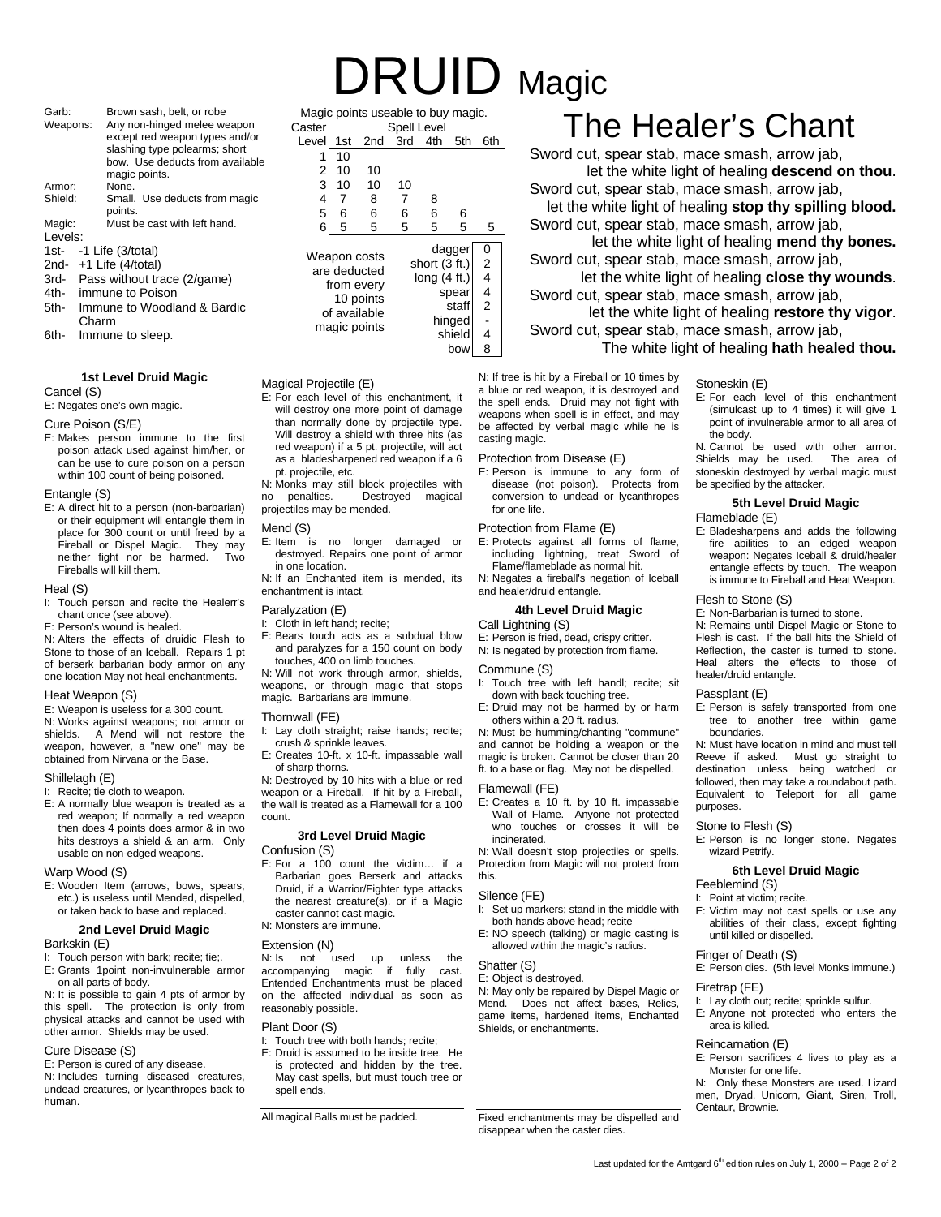# DRUID Magic

Garb: Brown sash, belt, or robe
Weapons: Any non-hinged melee weapon except red weapon types and/or slashing type polearms; short bow. Use deducts from available magic points.
Armor: None.
Shield: Small. Use deducts from magic points.
Magic: Must be cast with left hand.

Levels:
- 1st- -1 Life (3/total)
- 2nd- +1 Life (4/total)
- 3rd- Pass without trace (2/game)
- 4th- immune to Poison
- 5th- Immune to Woodland & Bardic Charm
- 6th- Immune to sleep.

Magic points useable to buy magic.

| Caster Level | Spell Level 1st | 2nd | 3rd | 4th | 5th | 6th |
|---|---|---|---|---|---|---|
| 1 | 10 | | | | | |
| 2 | 10 | 10 | | | | |
| 3 | 10 | 10 | 10 | | | |
| 4 | 7 | 8 | 7 | 8 | | |
| 5 | 6 | 6 | 6 | 6 | 6 | |
| 6 | 5 | 5 | 5 | 5 | 5 | 5 |

Weapon costs are deducted from every 10 points of available magic points

| | |
|---|---|
| dagger | 0 |
| short (3 ft.) | 2 |
| long (4 ft.) | 4 |
| spear | 4 |
| staff | 2 |
| hinged | - |
| shield | 4 |
| bow | 8 |

## The Healer's Chant

Sword cut, spear stab, mace smash, arrow jab,
let the white light of healing **descend on thou**.
Sword cut, spear stab, mace smash, arrow jab,
let the white light of healing **stop thy spilling blood.**
Sword cut, spear stab, mace smash, arrow jab,
let the white light of healing **mend thy bones.**
Sword cut, spear stab, mace smash, arrow jab,
let the white light of healing **close thy wounds**.
Sword cut, spear stab, mace smash, arrow jab,
let the white light of healing **restore thy vigor**.
Sword cut, spear stab, mace smash, arrow jab,
The white light of healing **hath healed thou.**

### 1st Level Druid Magic

Cancel (S)
E: Negates one's own magic.

Cure Poison (S/E)
E: Makes person immune to the first poison attack used against him/her, or can be use to cure poison on a person within 100 count of being poisoned.

Entangle (S)
E: A direct hit to a person (non-barbarian) or their equipment will entangle them in place for 300 count or until freed by a Fireball or Dispel Magic. They may neither fight nor be harmed. Two Fireballs will kill them.

Heal (S)
I: Touch person and recite the Healerr's chant once (see above).
E: Person's wound is healed.
N: Alters the effects of druidic Flesh to Stone to those of an Iceball. Repairs 1 pt of berserk barbarian body armor on any one location May not heal enchantments.

Heat Weapon (S)
E: Weapon is useless for a 300 count.
N: Works against weapons; not armor or shields. A Mend will not restore the weapon, however, a "new one" may be obtained from Nirvana or the Base.

Shillelagh (E)
I: Recite; tie cloth to weapon.
E: A normally blue weapon is treated as a red weapon; If normally a red weapon then does 4 points does armor & in two hits destroys a shield & an arm. Only usable on non-edged weapons.

Warp Wood (S)
E: Wooden Item (arrows, bows, spears, etc.) is useless until Mended, dispelled, or taken back to base and replaced.

### 2nd Level Druid Magic

Barkskin (E)
I: Touch person with bark; recite; tie;.
E: Grants 1point non-invulnerable armor on all parts of body.
N: It is possible to gain 4 pts of armor by this spell. The protection is only from physical attacks and cannot be used with other armor. Shields may be used.

Cure Disease (S)
E: Person is cured of any disease.
N: Includes turning diseased creatures, undead creatures, or lycanthropes back to human.

Magical Projectile (E)
E: For each level of this enchantment, it will destroy one more point of damage than normally done by projectile type. Will destroy a shield with three hits (as red weapon) if a 5 pt. projectile, will act as a bladesharpened red weapon if a 6 pt. projectile, etc.
N: Monks may still block projectiles with no penalties. Destroyed magical projectiles may be mended.

Mend (S)
E: Item is no longer damaged or destroyed. Repairs one point of armor in one location.
N: If an Enchanted item is mended, its enchantment is intact.

Paralyzation (E)
I: Cloth in left hand; recite;
E: Bears touch acts as a subdual blow and paralyzes for a 150 count on body touches, 400 on limb touches.
N: Will not work through armor, shields, weapons, or through magic that stops magic. Barbarians are immune.

Thornwall (FE)
I: Lay cloth straight; raise hands; recite; crush & sprinkle leaves.
E: Creates 10-ft. x 10-ft. impassable wall of sharp thorns.
N: Destroyed by 10 hits with a blue or red weapon or a Fireball. If hit by a Fireball, the wall is treated as a Flamewall for a 100 count.

### 3rd Level Druid Magic

Confusion (S)
E: For a 100 count the victim… if a Barbarian goes Berserk and attacks Druid, if a Warrior/Fighter type attacks the nearest creature(s), or if a Magic caster cannot cast magic.
N: Monsters are immune.

Extension (N)
N: Is not used up unless the accompanying magic if fully cast. Entended Enchantments must be placed on the affected individual as soon as reasonably possible.

Plant Door (S)
I: Touch tree with both hands; recite;
E: Druid is assumed to be inside tree. He is protected and hidden by the tree. May cast spells, but must touch tree or spell ends.
N: If tree is hit by a Fireball or 10 times by a blue or red weapon, it is destroyed and the spell ends. Druid may not fight with weapons when spell is in effect, and may be affected by verbal magic while he is casting magic.

All magical Balls must be padded.

Protection from Disease (E)
E: Person is immune to any form of disease (not poison). Protects from conversion to undead or lycanthropes for one life.

Protection from Flame (E)
E: Protects against all forms of flame, including lightning, treat Sword of Flame/flameblade as normal hit.
N: Negates a fireball's negation of Iceball and healer/druid entangle.

### 4th Level Druid Magic

Call Lightning (S)
E: Person is fried, dead, crispy critter.
N: Is negated by protection from flame.

Commune (S)
I: Touch tree with left handl; recite; sit down with back touching tree.
E: Druid may not be harmed by or harm others within a 20 ft. radius.
N: Must be humming/chanting "commune" and cannot be holding a weapon or the magic is broken. Cannot be closer than 20 ft. to a base or flag. May not be dispelled.

Flamewall (FE)
E: Creates a 10 ft. by 10 ft. impassable Wall of Flame. Anyone not protected who touches or crosses it will be incinerated.
N: Wall doesn't stop projectiles or spells. Protection from Magic will not protect from this.

Silence (FE)
I: Set up markers; stand in the middle with both hands above head; recite
E: NO speech (talking) or magic casting is allowed within the magic's radius.

Shatter (S)
E: Object is destroyed.
N: May only be repaired by Dispel Magic or Mend. Does not affect bases, Relics, game items, hardened items, Enchanted Shields, or enchantments.

Fixed enchantments may be dispelled and disappear when the caster dies.

Stoneskin (E)
E: For each level of this enchantment (simulcast up to 4 times) it will give 1 point of invulnerable armor to all area of the body.
N. Cannot be used with other armor. Shields may be used. The area of stoneskin destroyed by verbal magic must be specified by the attacker.

### 5th Level Druid Magic

Flameblade (E)
E: Bladesharpens and adds the following fire abilities to an edged weapon weapon: Negates Iceball & druid/healer entangle effects by touch. The weapon is immune to Fireball and Heat Weapon.

Flesh to Stone (S)
E: Non-Barbarian is turned to stone.
N: Remains until Dispel Magic or Stone to Flesh is cast. If the ball hits the Shield of Reflection, the caster is turned to stone. Heal alters the effects to those of healer/druid entangle.

Passplant (E)
E: Person is safely transported from one tree to another tree within game boundaries.
N: Must have location in mind and must tell Reeve if asked. Must go straight to destination unless being watched or followed, then may take a roundabout path. Equivalent to Teleport for all game purposes.

Stone to Flesh (S)
E: Person is no longer stone. Negates wizard Petrify.

### 6th Level Druid Magic

Feeblemind (S)
I: Point at victim; recite.
E: Victim may not cast spells or use any abilities of their class, except fighting until killed or dispelled.

Finger of Death (S)
E: Person dies. (5th level Monks immune.)

Firetrap (FE)
I: Lay cloth out; recite; sprinkle sulfur.
E: Anyone not protected who enters the area is killed.

Reincarnation (E)
E: Person sacrifices 4 lives to play as a Monster for one life.
N: Only these Monsters are used. Lizard men, Dryad, Unicorn, Giant, Siren, Troll, Centaur, Brownie.

Last updated for the Amgtard 6th edition rules on July 1, 2000